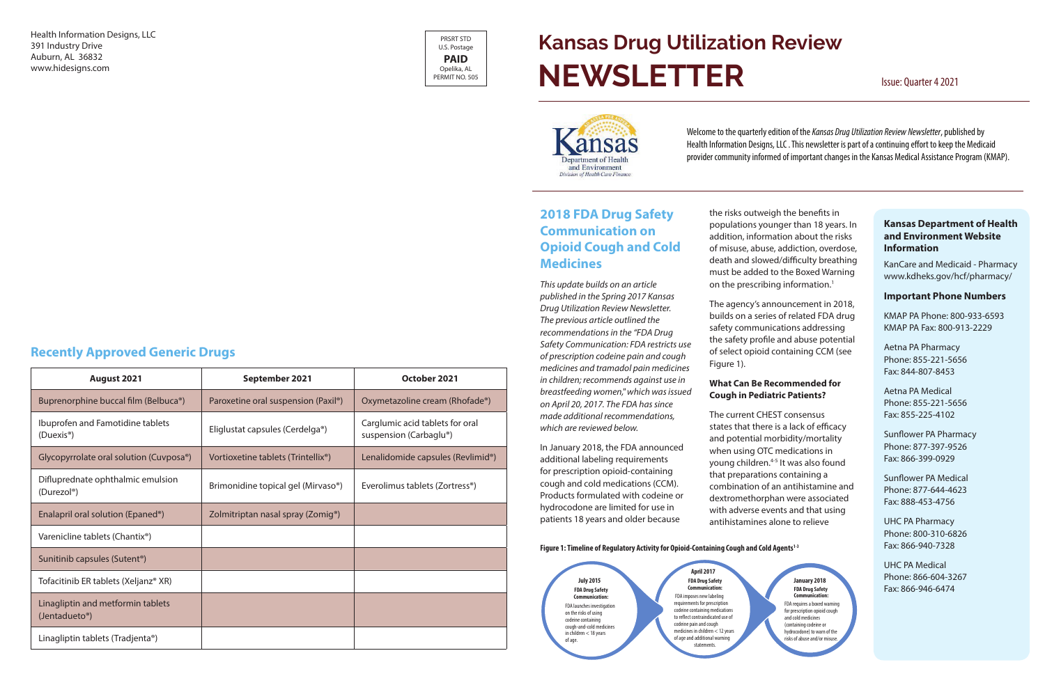Health Information Designs, LLC
391 Industry Drive
Auburn, AL 36832
www.hidesigns.com

PRSRT STD
U.S. Postage
**PAID**
Opelika, AL
PERMIT NO. 505

# Kansas Drug Utilization Review NEWSLETTER

Issue: Quarter 4 2021

Kansas Department of Health and Environment
Division of Health Care Finance

Welcome to the quarterly edition of the *Kansas Drug Utilization Review Newsletter*, published by Health Information Designs, LLC . This newsletter is part of a continuing effort to keep the Medicaid provider community informed of important changes in the Kansas Medical Assistance Program (KMAP).

## Recently Approved Generic Drugs

| August 2021 | September 2021 | October 2021 |
|---|---|---|
| Buprenorphine buccal film (Belbuca®) | Paroxetine oral suspension (Paxil®) | Oxymetazoline cream (Rhofade®) |
| Ibuprofen and Famotidine tablets (Duexis®) | Eliglustat capsules (Cerdelga®) | Carglumic acid tablets for oral suspension (Carbaglu®) |
| Glycopyrrolate oral solution (Cuvposa®) | Vortioxetine tablets (Trintellix®) | Lenalidomide capsules (Revlimid®) |
| Difluprednate ophthalmic emulsion (Durezol®) | Brimonidine topical gel (Mirvaso®) | Everolimus tablets (Zortress®) |
| Enalapril oral solution (Epaned®) | Zolmitriptan nasal spray (Zomig®) | |
| Varenicline tablets (Chantix®) | | |
| Sunitinib capsules (Sutent®) | | |
| Tofacitinib ER tablets (Xeljanz® XR) | | |
| Linagliptin and metformin tablets (Jentadueto®) | | |
| Linagliptin tablets (Tradjenta®) | | |

## 2018 FDA Drug Safety Communication on Opioid Cough and Cold Medicines

*This update builds on an article published in the Spring 2017 Kansas Drug Utilization Review Newsletter. The previous article outlined the recommendations in the "FDA Drug Safety Communication: FDA restricts use of prescription codeine pain and cough medicines and tramadol pain medicines in children; recommends against use in breastfeeding women," which was issued on April 20, 2017. The FDA has since made additional recommendations, which are reviewed below.*

In January 2018, the FDA announced additional labeling requirements for prescription opioid-containing cough and cold medications (CCM). Products formulated with codeine or hydrocodone are limited for use in patients 18 years and older because the risks outweigh the benefits in populations younger than 18 years. In addition, information about the risks of misuse, abuse, addiction, overdose, death and slowed/difficulty breathing must be added to the Boxed Warning on the prescribing information.[1]

The agency's announcement in 2018, builds on a series of related FDA drug safety communications addressing the safety profile and abuse potential of select opioid containing CCM (see Figure 1).

### What Can Be Recommended for Cough in Pediatric Patients?

The current CHEST consensus states that there is a lack of efficacy and potential morbidity/mortality when using OTC medications in young children.[4-5] It was also found that preparations containing a combination of an antihistamine and dextromethorphan were associated with adverse events and that using antihistamines alone to relieve

**Figure 1: Timeline of Regulatory Activity for Opioid-Containing Cough and Cold Agents[1-3]**

**July 2015**
**FDA Drug Safety Communication:**
FDA launches investigation on the risks of using codeine containing cough-and-cold medicines in children < 18 years of age.

**April 2017**
**FDA Drug Safety Communication:**
FDA imposes new labeling requirements for prescription codeine containing medications to reflect contraindicated use of codeine pain and cough medicines in children < 12 years of age and additional warning statements.

**January 2018**
**FDA Drug Safety Communication:**
FDA requires a boxed warning for prescription opioid cough and cold medicines (containing codeine or hydrocodone) to warn of the risks of abuse and/or misuse.

### Kansas Department of Health and Environment Website Information

KanCare and Medicaid - Pharmacy
www.kdheks.gov/hcf/pharmacy/

### Important Phone Numbers

KMAP PA Phone: 800-933-6593
KMAP PA Fax: 800-913-2229

Aetna PA Pharmacy
Phone: 855-221-5656
Fax: 844-807-8453

Aetna PA Medical
Phone: 855-221-5656
Fax: 855-225-4102

Sunflower PA Pharmacy
Phone: 877-397-9526
Fax: 866-399-0929

Sunflower PA Medical
Phone: 877-644-4623
Fax: 888-453-4756

UHC PA Pharmacy
Phone: 800-310-6826
Fax: 866-940-7328

UHC PA Medical
Phone: 866-604-3267
Fax: 866-946-6474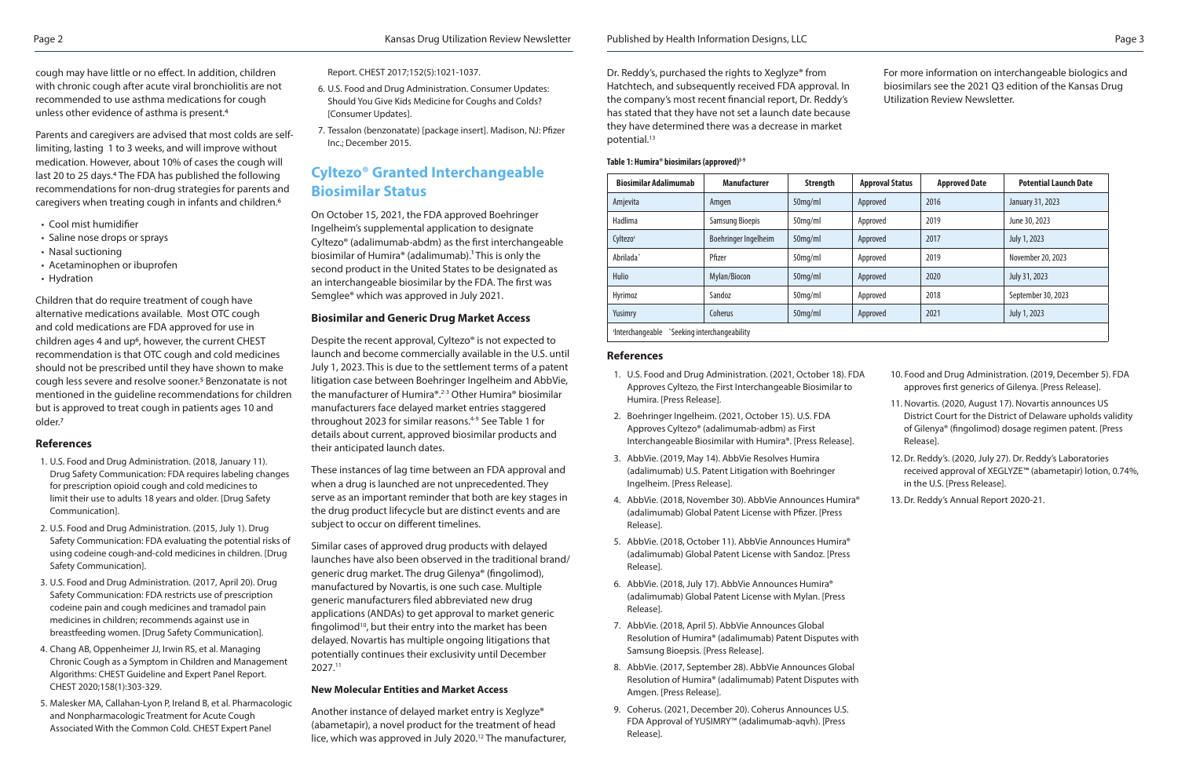cough may have little or no effect. In addition, children with chronic cough after acute viral bronchiolitis are not recommended to use asthma medications for cough unless other evidence of asthma is present.[4]

Parents and caregivers are advised that most colds are self-limiting, lasting 1 to 3 weeks, and will improve without medication. However, about 10% of cases the cough will last 20 to 25 days.[4] The FDA has published the following recommendations for non-drug strategies for parents and caregivers when treating cough in infants and children.[6]

- Cool mist humidifier
- Saline nose drops or sprays
- Nasal suctioning
- Acetaminophen or ibuprofen
- Hydration

Children that do require treatment of cough have alternative medications available. Most OTC cough and cold medications are FDA approved for use in children ages 4 and up[6], however, the current CHEST recommendation is that OTC cough and cold medicines should not be prescribed until they have shown to make cough less severe and resolve sooner.[5] Benzonatate is not mentioned in the guideline recommendations for children but is approved to treat cough in patients ages 10 and older.[7]

### References

1. U.S. Food and Drug Administration. (2018, January 11). Drug Safety Communication: FDA requires labeling changes for prescription opioid cough and cold medicines to limit their use to adults 18 years and older. [Drug Safety Communication].
2. U.S. Food and Drug Administration. (2015, July 1). Drug Safety Communication: FDA evaluating the potential risks of using codeine cough-and-cold medicines in children. [Drug Safety Communication].
3. U.S. Food and Drug Administration. (2017, April 20). Drug Safety Communication: FDA restricts use of prescription codeine pain and cough medicines and tramadol pain medicines in children; recommends against use in breastfeeding women. [Drug Safety Communication].
4. Chang AB, Oppenheimer JJ, Irwin RS, et al. Managing Chronic Cough as a Symptom in Children and Management Algorithms: CHEST Guideline and Expert Panel Report. CHEST 2020;158(1):303-329.
5. Malesker MA, Callahan-Lyon P, Ireland B, et al. Pharmacologic and Nonpharmacologic Treatment for Acute Cough Associated With the Common Cold. CHEST Expert Panel Report. CHEST 2017;152(5):1021-1037.
6. U.S. Food and Drug Administration. Consumer Updates: Should You Give Kids Medicine for Coughs and Colds? [Consumer Updates].
7. Tessalon (benzonatate) [package insert]. Madison, NJ: Pfizer Inc.; December 2015.

## Cyltezo® Granted Interchangeable Biosimilar Status

On October 15, 2021, the FDA approved Boehringer Ingelheim's supplemental application to designate Cyltezo® (adalimumab-abdm) as the first interchangeable biosimilar of Humira® (adalimumab).[1] This is only the second product in the United States to be designated as an interchangeable biosimilar by the FDA. The first was Semglee® which was approved in July 2021.

### Biosimilar and Generic Drug Market Access

Despite the recent approval, Cyltezo® is not expected to launch and become commercially available in the U.S. until July 1, 2023. This is due to the settlement terms of a patent litigation case between Boehringer Ingelheim and AbbVie, the manufacturer of Humira®.[2-3] Other Humira® biosimilar manufacturers face delayed market entries staggered throughout 2023 for similar reasons.[4-9] See Table 1 for details about current, approved biosimilar products and their anticipated launch dates.

These instances of lag time between an FDA approval and when a drug is launched are not unprecedented. They serve as an important reminder that both are key stages in the drug product lifecycle but are distinct events and are subject to occur on different timelines.

Similar cases of approved drug products with delayed launches have also been observed in the traditional brand/generic drug market. The drug Gilenya® (fingolimod), manufactured by Novartis, is one such case. Multiple generic manufacturers filed abbreviated new drug applications (ANDAs) to get approval to market generic fingolimod[10], but their entry into the market has been delayed. Novartis has multiple ongoing litigations that potentially continues their exclusivity until December 2027.[11]

### New Molecular Entities and Market Access

Another instance of delayed market entry is Xeglyze® (abametapir), a novel product for the treatment of head lice, which was approved in July 2020.[12] The manufacturer, Dr. Reddy's, purchased the rights to Xeglyze® from Hatchtech, and subsequently received FDA approval. In the company's most recent financial report, Dr. Reddy's has stated that they have not set a launch date because they have determined there was a decrease in market potential.[13]

For more information on interchangeable biologics and biosimilars see the 2021 Q3 edition of the Kansas Drug Utilization Review Newsletter.

**Table 1: Humira® biosimilars (approved)[3-9]**

| Biosimilar Adalimumab | Manufacturer | Strength | Approval Status | Approved Date | Potential Launch Date |
|---|---|---|---|---|---|
| Amjevita | Amgen | 50mg/ml | Approved | 2016 | January 31, 2023 |
| Hadlima | Samsung Bioepis | 50mg/ml | Approved | 2019 | June 30, 2023 |
| Cyltezo† | Boehringer Ingelheim | 50mg/ml | Approved | 2017 | July 1, 2023 |
| Abrilada^ | Pfizer | 50mg/ml | Approved | 2019 | November 20, 2023 |
| Hulio | Mylan/Biocon | 50mg/ml | Approved | 2020 | July 31, 2023 |
| Hyrimoz | Sandoz | 50mg/ml | Approved | 2018 | September 30, 2023 |
| Yusimry | Coherus | 50mg/ml | Approved | 2021 | July 1, 2023 |

†Interchangeable ^Seeking interchangeability

### References

1. U.S. Food and Drug Administration. (2021, October 18). FDA Approves Cyltezo, the First Interchangeable Biosimilar to Humira. [Press Release].
2. Boehringer Ingelheim. (2021, October 15). U.S. FDA Approves Cyltezo® (adalimumab-adbm) as First Interchangeable Biosimilar with Humira®. [Press Release].
3. AbbVie. (2019, May 14). AbbVie Resolves Humira (adalimumab) U.S. Patent Litigation with Boehringer Ingelheim. [Press Release].
4. AbbVie. (2018, November 30). AbbVie Announces Humira® (adalimumab) Global Patent License with Pfizer. [Press Release].
5. AbbVie. (2018, October 11). AbbVie Announces Humira® (adalimumab) Global Patent License with Sandoz. [Press Release].
6. AbbVie. (2018, July 17). AbbVie Announces Humira® (adalimumab) Global Patent License with Mylan. [Press Release].
7. AbbVie. (2018, April 5). AbbVie Announces Global Resolution of Humira® (adalimumab) Patent Disputes with Samsung Bioepsis. [Press Release].
8. AbbVie. (2017, September 28). AbbVie Announces Global Resolution of Humira® (adalimumab) Patent Disputes with Amgen. [Press Release].
9. Coherus. (2021, December 20). Coherus Announces U.S. FDA Approval of YUSIMRY™ (adalimumab-aqvh). [Press Release].
10. Food and Drug Administration. (2019, December 5). FDA approves first generics of Gilenya. [Press Release].
11. Novartis. (2020, August 17). Novartis announces US District Court for the District of Delaware upholds validity of Gilenya® (fingolimod) dosage regimen patent. [Press Release].
12. Dr. Reddy's. (2020, July 27). Dr. Reddy's Laboratories received approval of XEGLYZE™ (abametapir) lotion, 0.74%, in the U.S. [Press Release].
13. Dr. Reddy's Annual Report 2020-21.